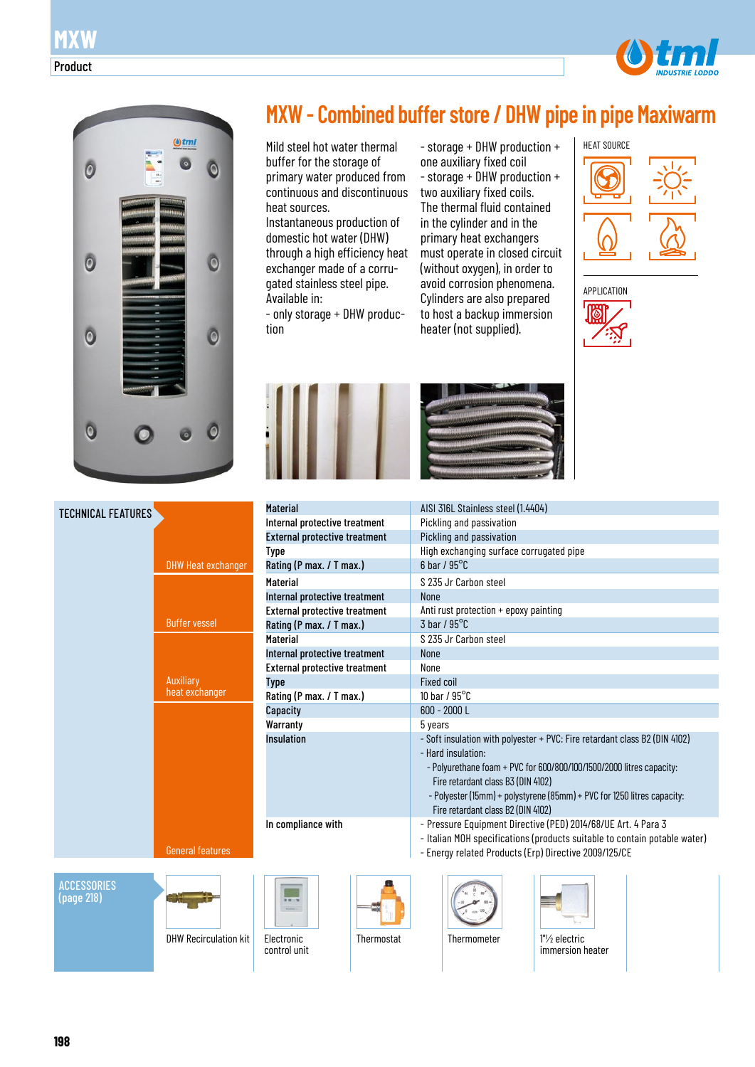# MXW

Product

## MXW - Combined buffer store / DHW pipe in pipe Maxiwarm

Mild steel hot water thermal buffer for the storage of primary water produced from continuous and discontinuous heat sources.
Instantaneous production of domestic hot water (DHW) through a high efficiency heat exchanger made of a corrugated stainless steel pipe.
Available in:
- only storage + DHW production
- storage + DHW production + one auxiliary fixed coil
- storage + DHW production + two auxiliary fixed coils.

The thermal fluid contained in the cylinder and in the primary heat exchangers must operate in closed circuit (without oxygen), in order to avoid corrosion phenomena.
Cylinders are also prepared to host a backup immersion heater (not supplied).

HEAT SOURCE

APPLICATION

### TECHNICAL FEATURES

| | | |
|---|---|---|
| DHW Heat exchanger | Material | AISI 316L Stainless steel (1.4404) |
| | Internal protective treatment | Pickling and passivation |
| | External protective treatment | Pickling and passivation |
| | Type | High exchanging surface corrugated pipe |
| | Rating (P max. / T max.) | 6 bar / 95°C |
| Buffer vessel | Material | S 235 Jr Carbon steel |
| | Internal protective treatment | None |
| | External protective treatment | Anti rust protection + epoxy painting |
| | Rating (P max. / T max.) | 3 bar / 95°C |
| Auxiliary heat exchanger | Material | S 235 Jr Carbon steel |
| | Internal protective treatment | None |
| | External protective treatment | None |
| | Type | Fixed coil |
| | Rating (P max. / T max.) | 10 bar / 95°C |
| General features | Capacity | 600 - 2000 L |
| | Warranty | 5 years |
| | Insulation | - Soft insulation with polyester + PVC: Fire retardant class B2 (DIN 4102)<br>- Hard insulation:<br>- Polyurethane foam + PVC for 600/800/100/1500/2000 litres capacity: Fire retardant class B3 (DIN 4102)<br>- Polyester (15mm) + polystyrene (85mm) + PVC for 1250 litres capacity: Fire retardant class B2 (DIN 4102) |
| | In compliance with | - Pressure Equipment Directive (PED) 2014/68/UE Art. 4 Para 3<br>- Italian MOH specifications (products suitable to contain potable water)<br>- Energy related Products (Erp) Directive 2009/125/CE |

### ACCESSORIES (page 218)

- DHW Recirculation kit
- Electronic control unit
- Thermostat
- Thermometer
- 1"½ electric immersion heater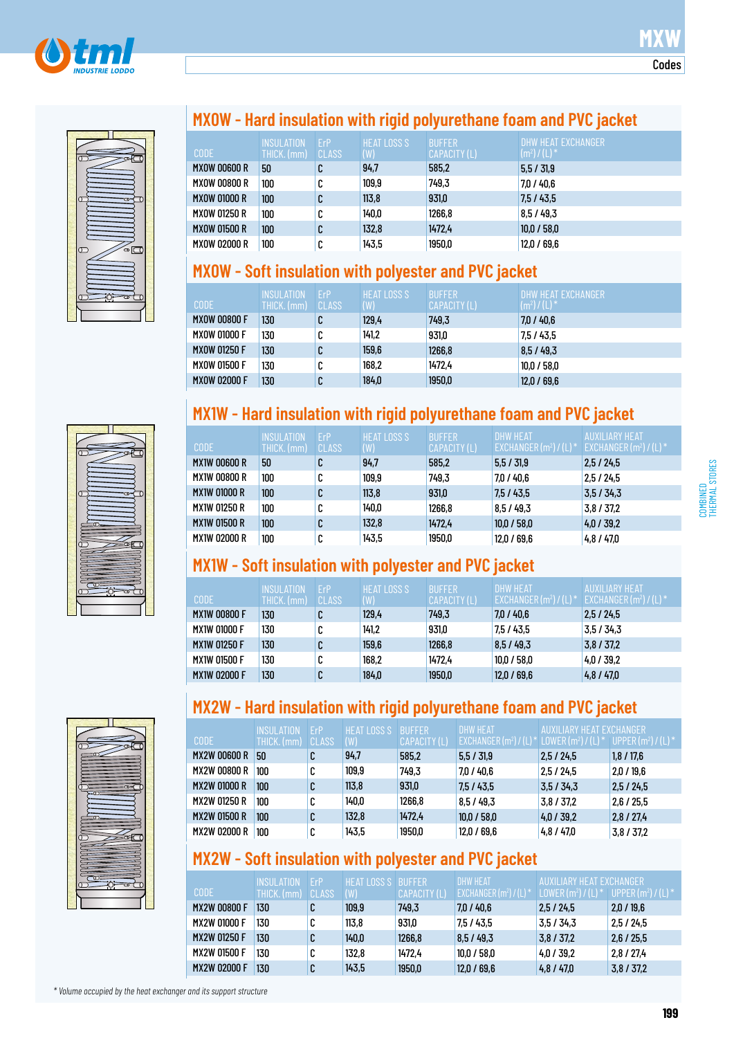# MXW

Codes

## MX0W - Hard insulation with rigid polyurethane foam and PVC jacket

| CODE | INSULATION THICK. (mm) | ErP CLASS | HEAT LOSS S (W) | BUFFER CAPACITY (L) | DHW HEAT EXCHANGER (m²) / (L) * |
|---|---|---|---|---|---|
| MX0W 00600 R | 50 | C | 94,7 | 585,2 | 5,5 / 31,9 |
| MX0W 00800 R | 100 | C | 109,9 | 749,3 | 7,0 / 40,6 |
| MX0W 01000 R | 100 | C | 113,8 | 931,0 | 7,5 / 43,5 |
| MX0W 01250 R | 100 | C | 140,0 | 1266,8 | 8,5 / 49,3 |
| MX0W 01500 R | 100 | C | 132,8 | 1472,4 | 10,0 / 58,0 |
| MX0W 02000 R | 100 | C | 143,5 | 1950,0 | 12,0 / 69,6 |

## MX0W - Soft insulation with polyester and PVC jacket

| CODE | INSULATION THICK. (mm) | ErP CLASS | HEAT LOSS S (W) | BUFFER CAPACITY (L) | DHW HEAT EXCHANGER (m²) / (L) * |
|---|---|---|---|---|---|
| MX0W 00800 F | 130 | C | 129,4 | 749,3 | 7,0 / 40,6 |
| MX0W 01000 F | 130 | C | 141,2 | 931,0 | 7,5 / 43,5 |
| MX0W 01250 F | 130 | C | 159,6 | 1266,8 | 8,5 / 49,3 |
| MX0W 01500 F | 130 | C | 168,2 | 1472,4 | 10,0 / 58,0 |
| MX0W 02000 F | 130 | C | 184,0 | 1950,0 | 12,0 / 69,6 |

## MX1W - Hard insulation with rigid polyurethane foam and PVC jacket

| CODE | INSULATION THICK. (mm) | ErP CLASS | HEAT LOSS S (W) | BUFFER CAPACITY (L) | DHW HEAT EXCHANGER (m²) / (L) * | AUXILIARY HEAT EXCHANGER (m²) / (L) * |
|---|---|---|---|---|---|---|
| MX1W 00600 R | 50 | C | 94,7 | 585,2 | 5,5 / 31,9 | 2,5 / 24,5 |
| MX1W 00800 R | 100 | C | 109,9 | 749,3 | 7,0 / 40,6 | 2,5 / 24,5 |
| MX1W 01000 R | 100 | C | 113,8 | 931,0 | 7,5 / 43,5 | 3,5 / 34,3 |
| MX1W 01250 R | 100 | C | 140,0 | 1266,8 | 8,5 / 49,3 | 3,8 / 37,2 |
| MX1W 01500 R | 100 | C | 132,8 | 1472,4 | 10,0 / 58,0 | 4,0 / 39,2 |
| MX1W 02000 R | 100 | C | 143,5 | 1950,0 | 12,0 / 69,6 | 4,8 / 47,0 |

## MX1W - Soft insulation with polyester and PVC jacket

| CODE | INSULATION THICK. (mm) | ErP CLASS | HEAT LOSS S (W) | BUFFER CAPACITY (L) | DHW HEAT EXCHANGER (m²) / (L) * | AUXILIARY HEAT EXCHANGER (m²) / (L) * |
|---|---|---|---|---|---|---|
| MX1W 00800 F | 130 | C | 129,4 | 749,3 | 7,0 / 40,6 | 2,5 / 24,5 |
| MX1W 01000 F | 130 | C | 141,2 | 931,0 | 7,5 / 43,5 | 3,5 / 34,3 |
| MX1W 01250 F | 130 | C | 159,6 | 1266,8 | 8,5 / 49,3 | 3,8 / 37,2 |
| MX1W 01500 F | 130 | C | 168,2 | 1472,4 | 10,0 / 58,0 | 4,0 / 39,2 |
| MX1W 02000 F | 130 | C | 184,0 | 1950,0 | 12,0 / 69,6 | 4,8 / 47,0 |

## MX2W - Hard insulation with rigid polyurethane foam and PVC jacket

| CODE | INSULATION THICK. (mm) | ErP CLASS | HEAT LOSS S (W) | BUFFER CAPACITY (L) | DHW HEAT EXCHANGER (m²) / (L) * | AUXILIARY HEAT EXCHANGER | |
|---|---|---|---|---|---|---|---|
| | | | | | | LOWER (m²) / (L) * | UPPER (m²) / (L) * |
| MX2W 00600 R | 50 | C | 94,7 | 585,2 | 5,5 / 31,9 | 2,5 / 24,5 | 1,8 / 17,6 |
| MX2W 00800 R | 100 | C | 109,9 | 749,3 | 7,0 / 40,6 | 2,5 / 24,5 | 2,0 / 19,6 |
| MX2W 01000 R | 100 | C | 113,8 | 931,0 | 7,5 / 43,5 | 3,5 / 34,3 | 2,5 / 24,5 |
| MX2W 01250 R | 100 | C | 140,0 | 1266,8 | 8,5 / 49,3 | 3,8 / 37,2 | 2,6 / 25,5 |
| MX2W 01500 R | 100 | C | 132,8 | 1472,4 | 10,0 / 58,0 | 4,0 / 39,2 | 2,8 / 27,4 |
| MX2W 02000 R | 100 | C | 143,5 | 1950,0 | 12,0 / 69,6 | 4,8 / 47,0 | 3,8 / 37,2 |

## MX2W - Soft insulation with polyester and PVC jacket

| CODE | INSULATION THICK. (mm) | ErP CLASS | HEAT LOSS S (W) | BUFFER CAPACITY (L) | DHW HEAT EXCHANGER (m²) / (L) * | AUXILIARY HEAT EXCHANGER | |
|---|---|---|---|---|---|---|---|
| | | | | | | LOWER (m²) / (L) * | UPPER (m²) / (L) * |
| MX2W 00800 F | 130 | C | 109,9 | 749,3 | 7,0 / 40,6 | 2,5 / 24,5 | 2,0 / 19,6 |
| MX2W 01000 F | 130 | C | 113,8 | 931,0 | 7,5 / 43,5 | 3,5 / 34,3 | 2,5 / 24,5 |
| MX2W 01250 F | 130 | C | 140,0 | 1266,8 | 8,5 / 49,3 | 3,8 / 37,2 | 2,6 / 25,5 |
| MX2W 01500 F | 130 | C | 132,8 | 1472,4 | 10,0 / 58,0 | 4,0 / 39,2 | 2,8 / 27,4 |
| MX2W 02000 F | 130 | C | 143,5 | 1950,0 | 12,0 / 69,6 | 4,8 / 47,0 | 3,8 / 37,2 |

*\* Volume occupied by the heat exchanger and its support structure*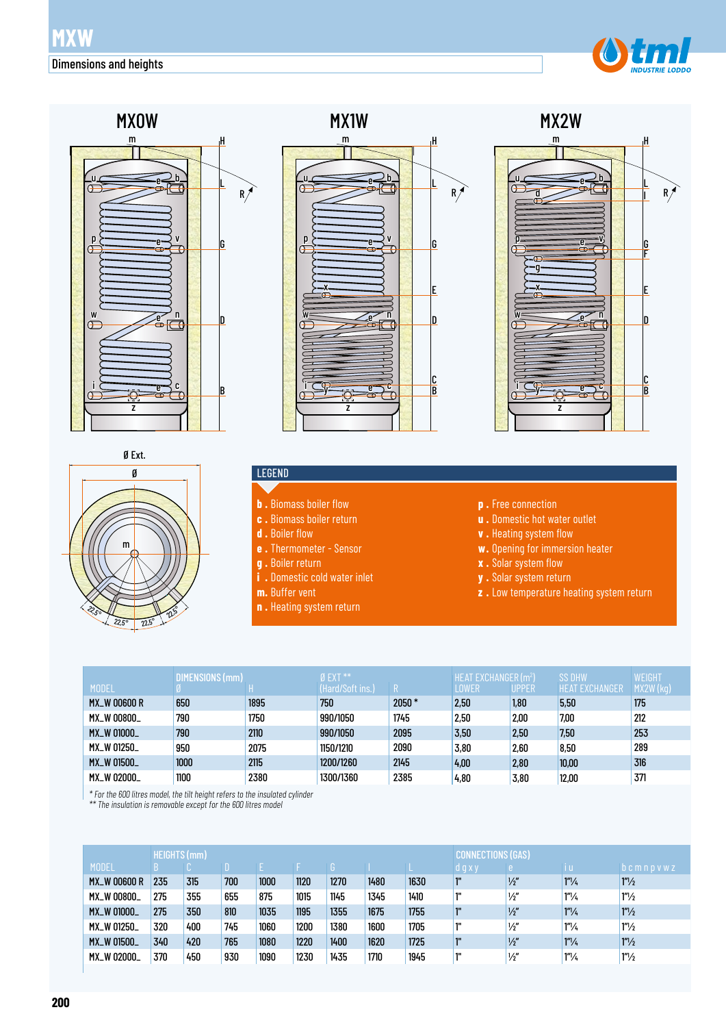# MXW

## Dimensions and heights

MX0W

MX1W

MX2W

Ø Ext.

Ø

22,5° 22,5° 22,5° 22,5°

### LEGEND

**b .** Biomass boiler flow
**c .** Biomass boiler return
**d .** Boiler flow
**e .** Thermometer - Sensor
**g .** Boiler return
**i .** Domestic cold water inlet
**m.** Buffer vent
**n .** Heating system return
**p .** Free connection
**u .** Domestic hot water outlet
**v .** Heating system flow
**w.** Opening for immersion heater
**x .** Solar system flow
**y .** Solar system return
**z .** Low temperature heating system return

| MODEL | DIMENSIONS (mm) Ø | H | Ø EXT ** (Hard/Soft ins.) | R | HEAT EXCHANGER (m²) LOWER | UPPER | SS DHW HEAT EXCHANGER | WEIGHT MX2W (kg) |
|---|---|---|---|---|---|---|---|---|
| MX_W 00600 R | 650 | 1895 | 750 | 2050 * | 2,50 | 1,80 | 5,50 | 175 |
| MX_W 00800_ | 790 | 1750 | 990/1050 | 1745 | 2,50 | 2,00 | 7,00 | 212 |
| MX_W 01000_ | 790 | 2110 | 990/1050 | 2095 | 3,50 | 2,50 | 7,50 | 253 |
| MX_W 01250_ | 950 | 2075 | 1150/1210 | 2090 | 3,80 | 2,60 | 8,50 | 289 |
| MX_W 01500_ | 1000 | 2115 | 1200/1260 | 2145 | 4,00 | 2,80 | 10,00 | 316 |
| MX_W 02000_ | 1100 | 2380 | 1300/1360 | 2385 | 4,80 | 3,80 | 12,00 | 371 |

*\* For the 600 litres model, the tilt height refers to the insulated cylinder*
*\*\* The insulation is removable except for the 600 litres model*

| MODEL | HEIGHTS (mm) B | C | D | E | F | G | I | L | CONNECTIONS (GAS) d g x y | e | i u | b c m n p v w z |
|---|---|---|---|---|---|---|---|---|---|---|---|---|
| MX_W 00600 R | 235 | 315 | 700 | 1000 | 1120 | 1270 | 1480 | 1630 | 1" | ½" | 1"¼ | 1"½ |
| MX_W 00800_ | 275 | 355 | 655 | 875 | 1015 | 1145 | 1345 | 1410 | 1" | ½" | 1"¼ | 1"½ |
| MX_W 01000_ | 275 | 350 | 810 | 1035 | 1195 | 1355 | 1675 | 1755 | 1" | ½" | 1"¼ | 1"½ |
| MX_W 01250_ | 320 | 400 | 745 | 1060 | 1200 | 1380 | 1600 | 1705 | 1" | ½" | 1"¼ | 1"½ |
| MX_W 01500_ | 340 | 420 | 765 | 1080 | 1220 | 1400 | 1620 | 1725 | 1" | ½" | 1"¼ | 1"½ |
| MX_W 02000_ | 370 | 450 | 930 | 1090 | 1230 | 1435 | 1710 | 1945 | 1" | ½" | 1"¼ | 1"½ |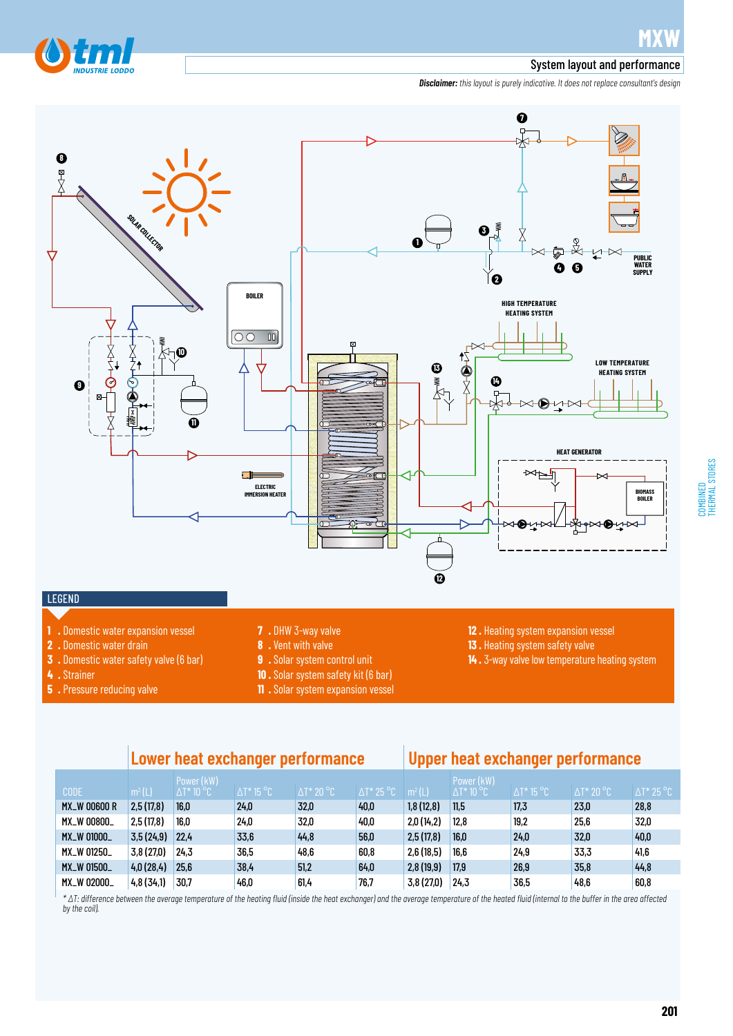# MXW

## System layout and performance

***Disclaimer:*** *this layout is purely indicative. It does not replace consultant's design*

SOLAR COLLECTOR

BOILER

HIGH TEMPERATURE HEATING SYSTEM

LOW TEMPERATURE HEATING SYSTEM

PUBLIC WATER SUPPLY

ELECTRIC IMMERSION HEATER

HEAT GENERATOR

BIOMASS BOILER

### LEGEND

1 . Domestic water expansion vessel
2 . Domestic water drain
3 . Domestic water safety valve (6 bar)
4 . Strainer
5 . Pressure reducing valve
7 . DHW 3-way valve
8 . Vent with valve
9 . Solar system control unit
10 . Solar system safety kit (6 bar)
11 . Solar system expansion vessel
12 . Heating system expansion vessel
13 . Heating system safety valve
14 . 3-way valve low temperature heating system

| | Lower heat exchanger performance | | | | | Upper heat exchanger performance | | | | |
|---|---|---|---|---|---|---|---|---|---|---|
| CODE | m² (L) | Power (kW) ΔT* 10 °C | ΔT* 15 °C | ΔT* 20 °C | ΔT* 25 °C | m² (L) | Power (kW) ΔT* 10 °C | ΔT* 15 °C | ΔT* 20 °C | ΔT* 25 °C |
| MX_W 00600 R | 2,5 (17,8) | 16,0 | 24,0 | 32,0 | 40,0 | 1,8 (12,8) | 11,5 | 17,3 | 23,0 | 28,8 |
| MX_W 00800_ | 2,5 (17,8) | 16,0 | 24,0 | 32,0 | 40,0 | 2,0 (14,2) | 12,8 | 19,2 | 25,6 | 32,0 |
| MX_W 01000_ | 3,5 (24,9) | 22,4 | 33,6 | 44,8 | 56,0 | 2,5 (17,8) | 16,0 | 24,0 | 32,0 | 40,0 |
| MX_W 01250_ | 3,8 (27,0) | 24,3 | 36,5 | 48,6 | 60,8 | 2,6 (18,5) | 16,6 | 24,9 | 33,3 | 41,6 |
| MX_W 01500_ | 4,0 (28,4) | 25,6 | 38,4 | 51,2 | 64,0 | 2,8 (19,9) | 17,9 | 26,9 | 35,8 | 44,8 |
| MX_W 02000_ | 4,8 (34,1) | 30,7 | 46,0 | 61,4 | 76,7 | 3,8 (27,0) | 24,3 | 36,5 | 48,6 | 60,8 |

*\* ΔT: difference between the average temperature of the heating fluid (inside the heat exchanger) and the average temperature of the heated fluid (internal to the buffer in the area affected by the coil).*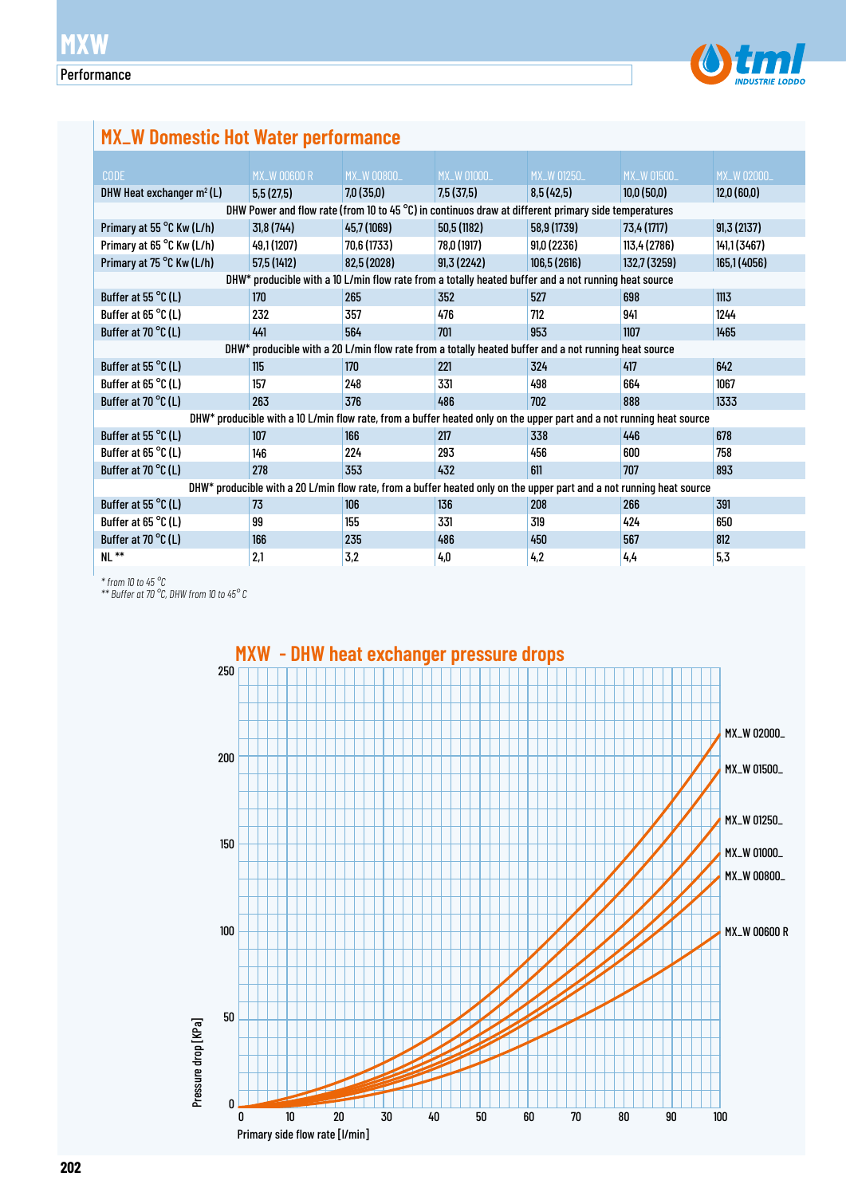# MXW

Performance

## MX_W Domestic Hot Water performance

| CODE | MX_W 00600 R | MX_W 00800_ | MX_W 01000_ | MX_W 01250_ | MX_W 01500_ | MX_W 02000_ |
|---|---|---|---|---|---|---|
| DHW Heat exchanger m² (L) | 5,5 (27,5) | 7,0 (35,0) | 7,5 (37,5) | 8,5 (42,5) | 10,0 (50,0) | 12,0 (60,0) |
| DHW Power and flow rate (from 10 to 45 °C) in continuos draw at different primary side temperatures | | | | | | |
| Primary at 55 °C Kw (L/h) | 31,8 (744) | 45,7 (1069) | 50,5 (1182) | 58,9 (1739) | 73,4 (1717) | 91,3 (2137) |
| Primary at 65 °C Kw (L/h) | 49,1 (1207) | 70,6 (1733) | 78,0 (1917) | 91,0 (2236) | 113,4 (2786) | 141,1 (3467) |
| Primary at 75 °C Kw (L/h) | 57,5 (1412) | 82,5 (2028) | 91,3 (2242) | 106,5 (2616) | 132,7 (3259) | 165,1 (4056) |
| DHW* producible with a 10 L/min flow rate from a totally heated buffer and a not running heat source | | | | | | |
| Buffer at 55 °C (L) | 170 | 265 | 352 | 527 | 698 | 1113 |
| Buffer at 65 °C (L) | 232 | 357 | 476 | 712 | 941 | 1244 |
| Buffer at 70 °C (L) | 441 | 564 | 701 | 953 | 1107 | 1465 |
| DHW* producible with a 20 L/min flow rate from a totally heated buffer and a not running heat source | | | | | | |
| Buffer at 55 °C (L) | 115 | 170 | 221 | 324 | 417 | 642 |
| Buffer at 65 °C (L) | 157 | 248 | 331 | 498 | 664 | 1067 |
| Buffer at 70 °C (L) | 263 | 376 | 486 | 702 | 888 | 1333 |
| DHW* producible with a 10 L/min flow rate, from a buffer heated only on the upper part and a not running heat source | | | | | | |
| Buffer at 55 °C (L) | 107 | 166 | 217 | 338 | 446 | 678 |
| Buffer at 65 °C (L) | 146 | 224 | 293 | 456 | 600 | 758 |
| Buffer at 70 °C (L) | 278 | 353 | 432 | 611 | 707 | 893 |
| DHW* producible with a 20 L/min flow rate, from a buffer heated only on the upper part and a not running heat source | | | | | | |
| Buffer at 55 °C (L) | 73 | 106 | 136 | 208 | 266 | 391 |
| Buffer at 65 °C (L) | 99 | 155 | 331 | 319 | 424 | 650 |
| Buffer at 70 °C (L) | 166 | 235 | 486 | 450 | 567 | 812 |
| NL ** | 2,1 | 3,2 | 4,0 | 4,2 | 4,4 | 5,3 |

*\* from 10 to 45 °C*
*\*\* Buffer at 70 °C, DHW from 10 to 45° C*

## MXW - DHW heat exchanger pressure drops

Pressure drop [KPa]

250
200
150
100
50
0

0 10 20 30 40 50 60 70 80 90 100

Primary side flow rate [l/min]

MX_W 02000_
MX_W 01500_
MX_W 01250_
MX_W 01000_
MX_W 00800_
MX_W 00600 R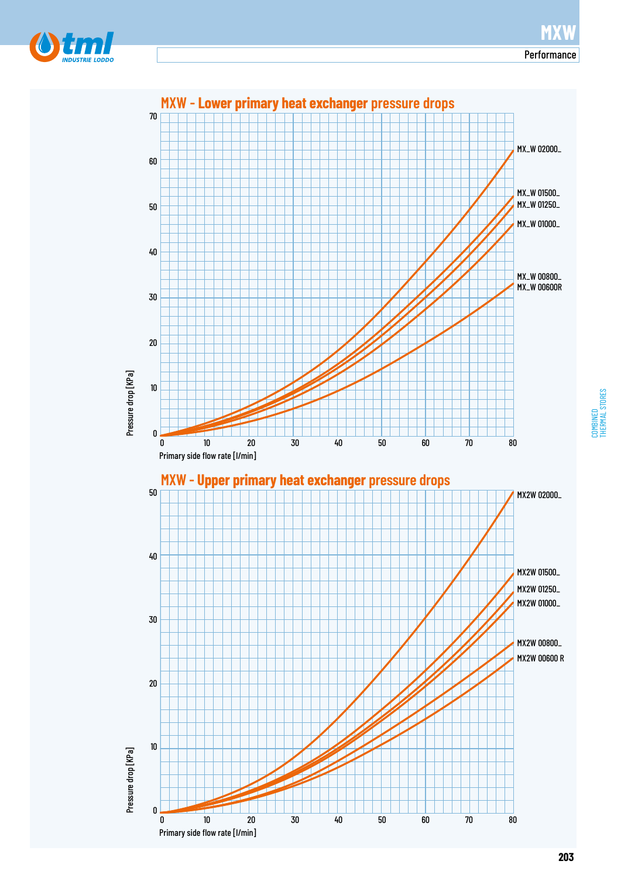## MXW - Lower primary heat exchanger pressure drops

Pressure drop [KPa]

70
60
50
40
30
20
10
0

0 10 20 30 40 50 60 70 80

Primary side flow rate [l/min]

MX_W 02000_
MX_W 01500_
MX_W 01250_
MX_W 01000_
MX_W 00800_
MX_W 00600R

## MXW - Upper primary heat exchanger pressure drops

Pressure drop [KPa]

50
40
30
20
10
0

0 10 20 30 40 50 60 70 80

Primary side flow rate [l/min]

MX2W 02000_
MX2W 01500_
MX2W 01250_
MX2W 01000_
MX2W 00800_
MX2W 00600 R